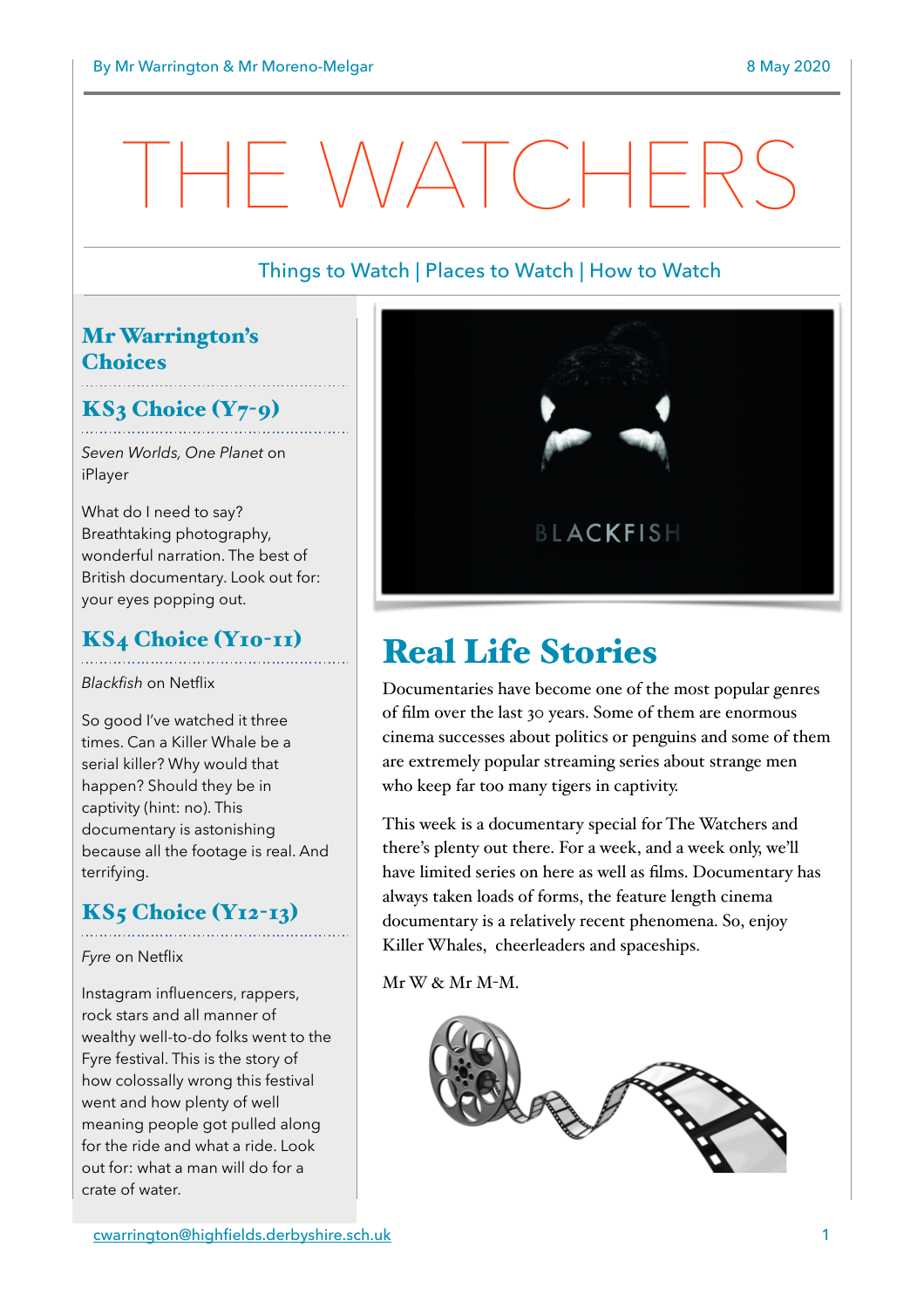By Mr Warrington & Mr Moreno-Melgar

8 May 2020

# THE WATCHERS

Things to Watch | Places to Watch | How to Watch

## Mr Warrington's Choices

### KS3 Choice (Y7-9)

*Seven Worlds, One Planet* on iPlayer

What do I need to say? Breathtaking photography, wonderful narration. The best of British documentary. Look out for: your eyes popping out.

### KS4 Choice (Y10-11)

*Blackfish* on Netflix

So good I've watched it three times. Can a Killer Whale be a serial killer? Why would that happen? Should they be in captivity (hint: no). This documentary is astonishing because all the footage is real. And terrifying.

### KS5 Choice (Y12-13)

*Fyre* on Netflix

Instagram influencers, rappers, rock stars and all manner of wealthy well-to-do folks went to the Fyre festival. This is the story of how colossally wrong this festival went and how plenty of well meaning people got pulled along for the ride and what a ride. Look out for: what a man will do for a crate of water.

## Real Life Stories

Documentaries have become one of the most popular genres of film over the last 30 years. Some of them are enormous cinema successes about politics or penguins and some of them are extremely popular streaming series about strange men who keep far too many tigers in captivity.

This week is a documentary special for The Watchers and there's plenty out there. For a week, and a week only, we'll have limited series on here as well as films. Documentary has always taken loads of forms, the feature length cinema documentary is a relatively recent phenomena. So, enjoy Killer Whales, cheerleaders and spaceships.

Mr W & Mr M-M.

cwarrington@highfields.derbyshire.sch.uk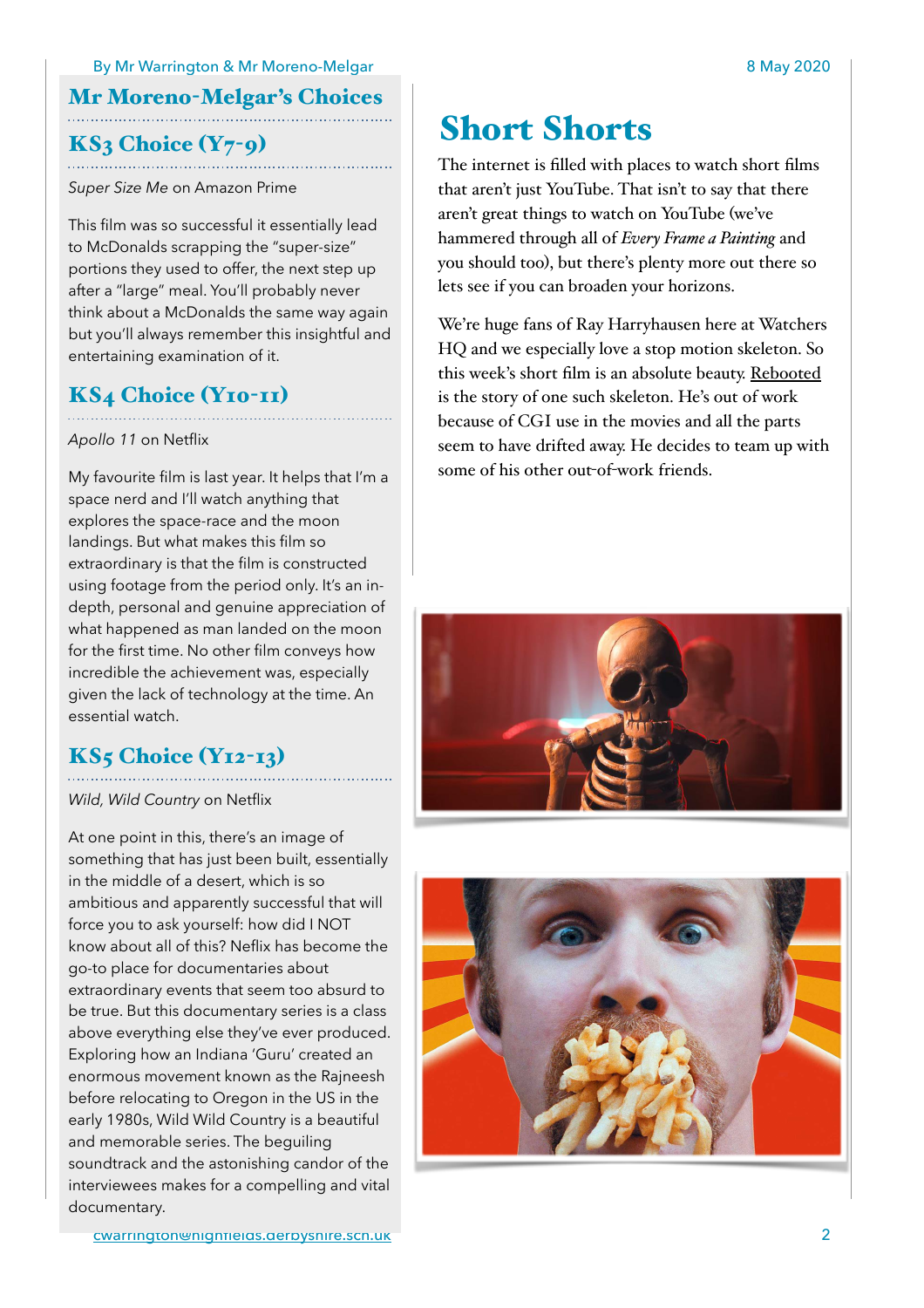By Mr Warrington & Mr Moreno-Melgar

## Mr Moreno-Melgar's Choices

### KS3 Choice (Y7-9)

*Super Size Me* on Amazon Prime

This film was so successful it essentially lead to McDonalds scrapping the "super-size" portions they used to offer, the next step up after a "large" meal. You'll probably never think about a McDonalds the same way again but you'll always remember this insightful and entertaining examination of it.

### KS4 Choice (Y10-11)

*Apollo 11* on Netflix

My favourite film is last year. It helps that I'm a space nerd and I'll watch anything that explores the space-race and the moon landings. But what makes this film so extraordinary is that the film is constructed using footage from the period only. It's an in-depth, personal and genuine appreciation of what happened as man landed on the moon for the first time. No other film conveys how incredible the achievement was, especially given the lack of technology at the time. An essential watch.

### KS5 Choice (Y12-13)

*Wild, Wild Country* on Netflix

At one point in this, there's an image of something that has just been built, essentially in the middle of a desert, which is so ambitious and apparently successful that will force you to ask yourself: how did I NOT know about all of this? Neflix has become the go-to place for documentaries about extraordinary events that seem too absurd to be true. But this documentary series is a class above everything else they've ever produced. Exploring how an Indiana 'Guru' created an enormous movement known as the Rajneesh before relocating to Oregon in the US in the early 1980s, Wild Wild Country is a beautiful and memorable series. The beguiling soundtrack and the astonishing candor of the interviewees makes for a compelling and vital documentary.

## Short Shorts

The internet is filled with places to watch short films that aren't just YouTube. That isn't to say that there aren't great things to watch on YouTube (we've hammered through all of *Every Frame a Painting* and you should too), but there's plenty more out there so lets see if you can broaden your horizons.

We're huge fans of Ray Harryhausen here at Watchers HQ and we especially love a stop motion skeleton. So this week's short film is an absolute beauty. Rebooted is the story of one such skeleton. He's out of work because of CGI use in the movies and all the parts seem to have drifted away. He decides to team up with some of his other out-of-work friends.

cwarrington@highfields.derbyshire.sch.uk